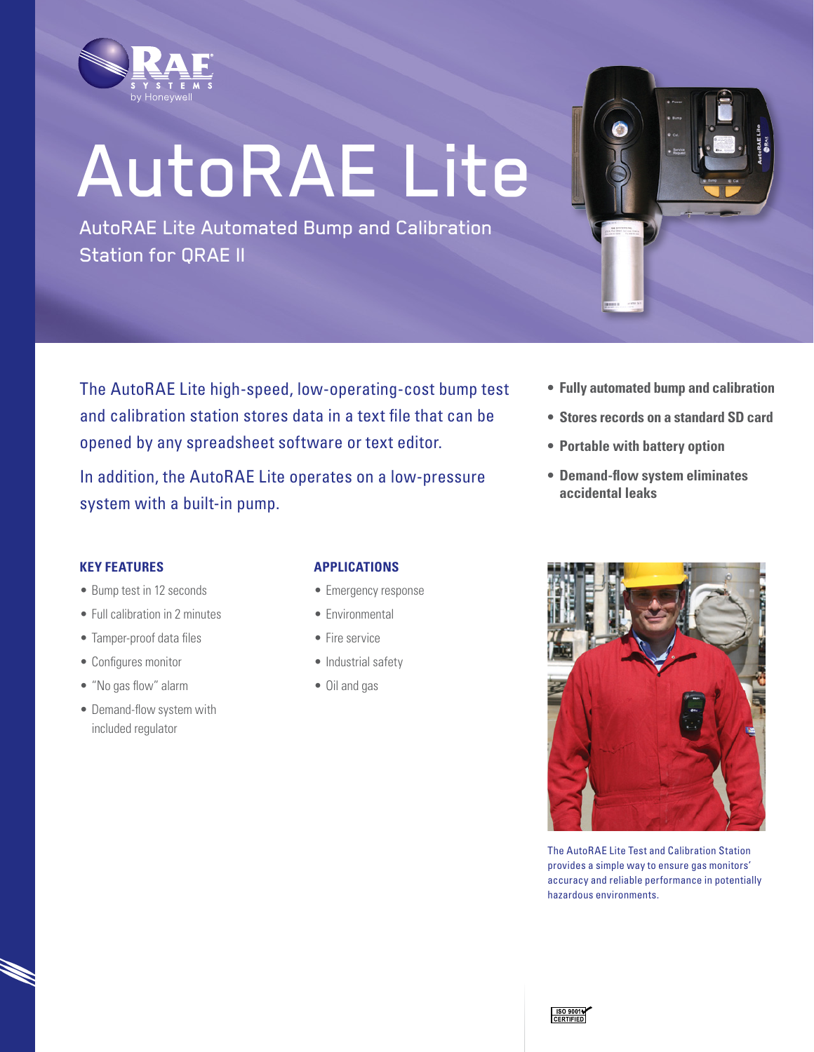# AutoRAE Lite

## AutoRAE Lite Automated Bump and Calibration Station for QRAE II

The AutoRAE Lite high-speed, low-operating-cost bump test and calibration station stores data in a text file that can be opened by any spreadsheet software or text editor.

In addition, the AutoRAE Lite operates on a low-pressure system with a built-in pump.

- **Fully automated bump and calibration**
- **Stores records on a standard SD card**
- **Portable with battery option**
- **Demand-flow system eliminates accidental leaks**

### KEY FEATURES

- Bump test in 12 seconds
- Full calibration in 2 minutes
- Tamper-proof data files
- Configures monitor
- "No gas flow" alarm
- Demand-flow system with included regulator

### APPLICATIONS

- Emergency response
- Environmental
- Fire service
- Industrial safety
- Oil and gas

The AutoRAE Lite Test and Calibration Station provides a simple way to ensure gas monitors' accuracy and reliable performance in potentially hazardous environments.

ISO 9001 CERTIFIED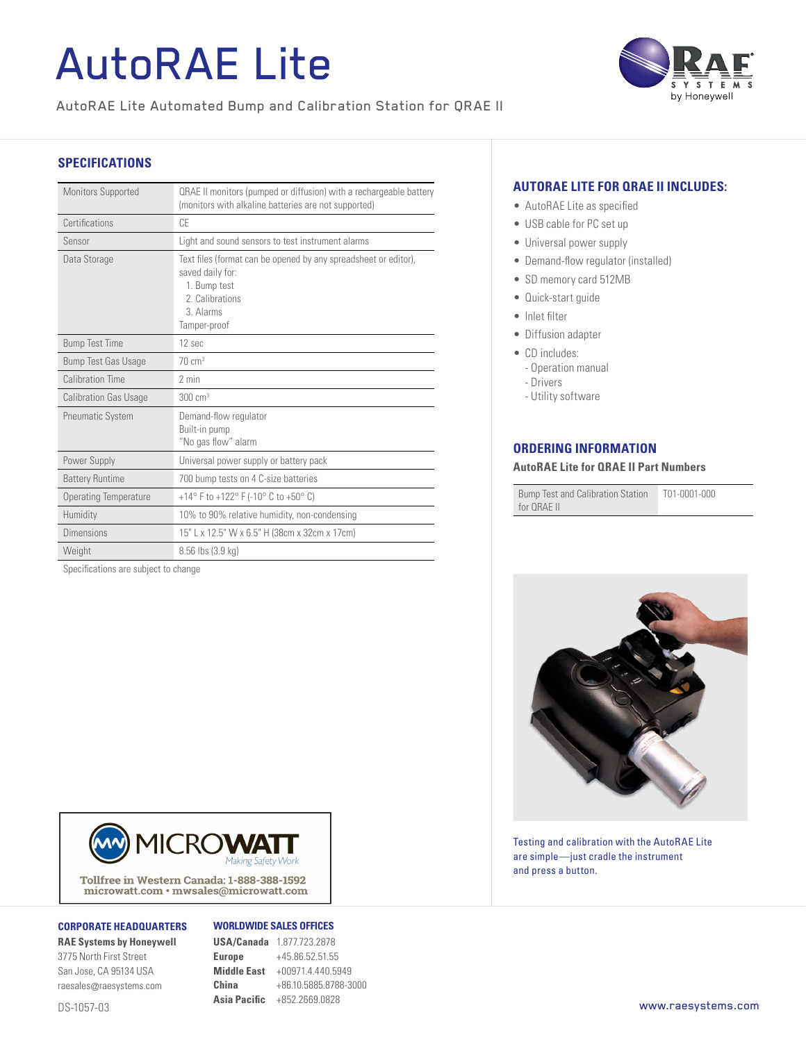# AutoRAE Lite

AutoRAE Lite Automated Bump and Calibration Station for QRAE II

## SPECIFICATIONS

| | |
|---|---|
| Monitors Supported | QRAE II monitors (pumped or diffusion) with a rechargeable battery (monitors with alkaline batteries are not supported) |
| Certifications | CE |
| Sensor | Light and sound sensors to test instrument alarms |
| Data Storage | Text files (format can be opened by any spreadsheet or editor), saved daily for:<br>1. Bump test<br>2. Calibrations<br>3. Alarms<br>Tamper-proof |
| Bump Test Time | 12 sec |
| Bump Test Gas Usage | 70 $cm^3$ |
| Calibration Time | 2 min |
| Calibration Gas Usage | 300 $cm^3$ |
| Pneumatic System | Demand-flow regulator<br>Built-in pump<br>"No gas flow" alarm |
| Power Supply | Universal power supply or battery pack |
| Battery Runtime | 700 bump tests on 4 C-size batteries |
| Operating Temperature | +14° F to +122° F (-10° C to +50° C) |
| Humidity | 10% to 90% relative humidity, non-condensing |
| Dimensions | 15" L x 12.5" W x 6.5" H (38cm x 32cm x 17cm) |
| Weight | 8.56 lbs (3.9 kg) |

Specifications are subject to change

## AUTORAE LITE FOR QRAE II INCLUDES:

- AutoRAE Lite as specified
- USB cable for PC set up
- Universal power supply
- Demand-flow regulator (installed)
- SD memory card 512MB
- Quick-start guide
- Inlet filter
- Diffusion adapter
- CD includes:
  - Operation manual
  - Drivers
  - Utility software

## ORDERING INFORMATION

**AutoRAE Lite for QRAE II Part Numbers**

| | |
|---|---|
| Bump Test and Calibration Station for QRAE II | T01-0001-000 |

Testing and calibration with the AutoRAE Lite are simple—just cradle the instrument and press a button.

MICROWATT *Making Safety Work*
**Tollfree in Western Canada: 1-888-388-1592**
**microwatt.com • mwsales@microwatt.com**

### CORPORATE HEADQUARTERS

**RAE Systems by Honeywell**
3775 North First Street
San Jose, CA 95134 USA
raesales@raesystems.com

### WORLDWIDE SALES OFFICES

| | |
|---|---|
| **USA/Canada** | 1.877.723.2878 |
| **Europe** | +45.86.52.51.55 |
| **Middle East** | +00971.4.440.5949 |
| **China** | +86.10.5885.8788-3000 |
| **Asia Pacific** | +852.2669.0828 |

DS-1057-03

www.raesystems.com